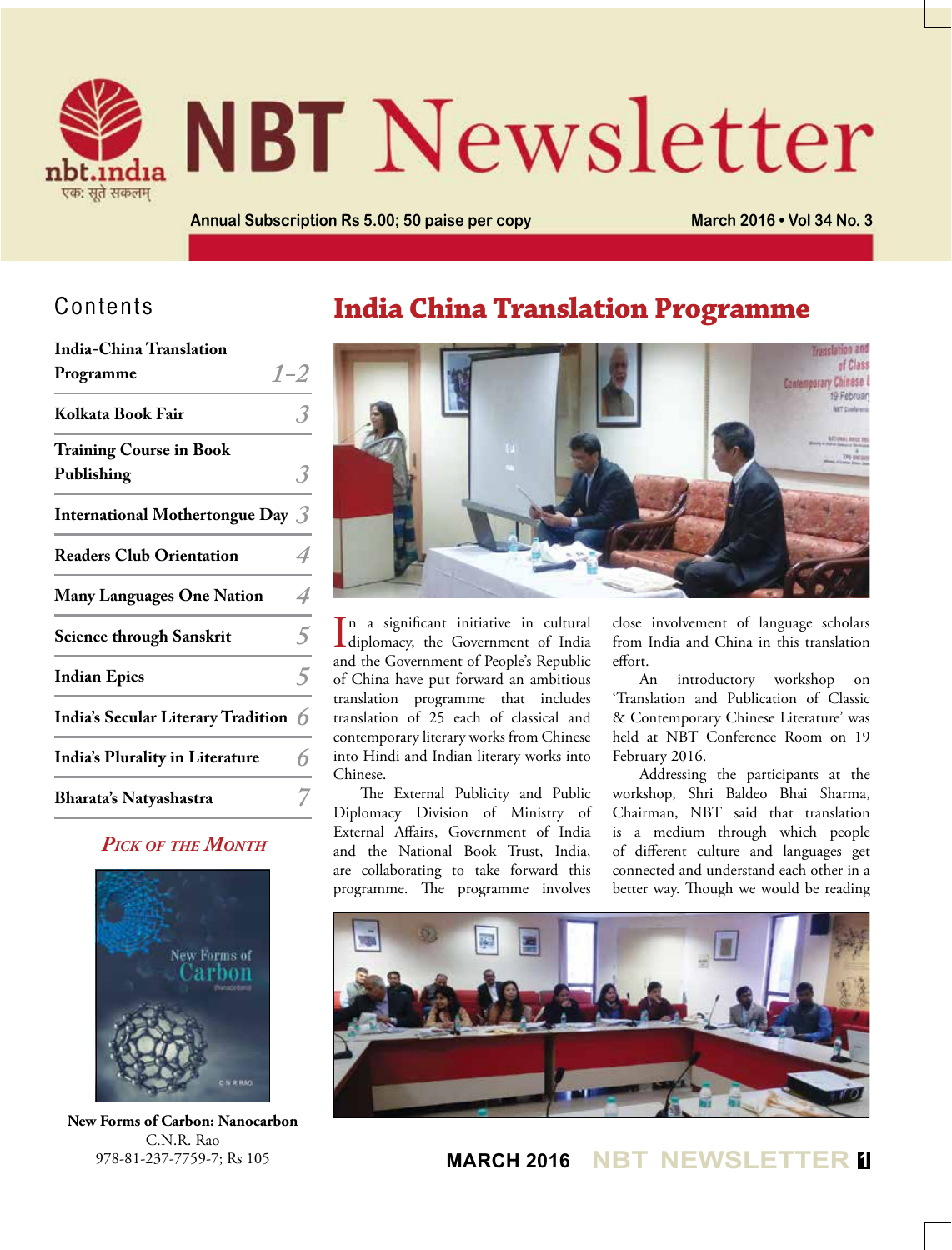# NBT Newsletter

nbt.india

एक: सूते सकलम्

Annual Subscription Rs 5.00; 50 paise per copy

March 2016 • Vol 34 No. 3

## Contents

| | |
|---|---|
| India-China Translation Programme | 1–2 |
| Kolkata Book Fair | 3 |
| Training Course in Book Publishing | 3 |
| International Mothertongue Day | 3 |
| Readers Club Orientation | 4 |
| Many Languages One Nation | 4 |
| Science through Sanskrit | 5 |
| Indian Epics | 5 |
| India's Secular Literary Tradition | 6 |
| India's Plurality in Literature | 6 |
| Bharata's Natyashastra | 7 |

### *Pick of the Month*

**New Forms of Carbon: Nanocarbon**
C.N.R. Rao
978-81-237-7759-7; Rs 105

# India China Translation Programme

In a significant initiative in cultural diplomacy, the Government of India and the Government of People's Republic of China have put forward an ambitious translation programme that includes translation of 25 each of classical and contemporary literary works from Chinese into Hindi and Indian literary works into Chinese.

The External Publicity and Public Diplomacy Division of Ministry of External Affairs, Government of India and the National Book Trust, India, are collaborating to take forward this programme. The programme involves close involvement of language scholars from India and China in this translation effort.

An introductory workshop on 'Translation and Publication of Classic & Contemporary Chinese Literature' was held at NBT Conference Room on 19 February 2016.

Addressing the participants at the workshop, Shri Baldeo Bhai Sharma, Chairman, NBT said that translation is a medium through which people of different culture and languages get connected and understand each other in a better way. Though we would be reading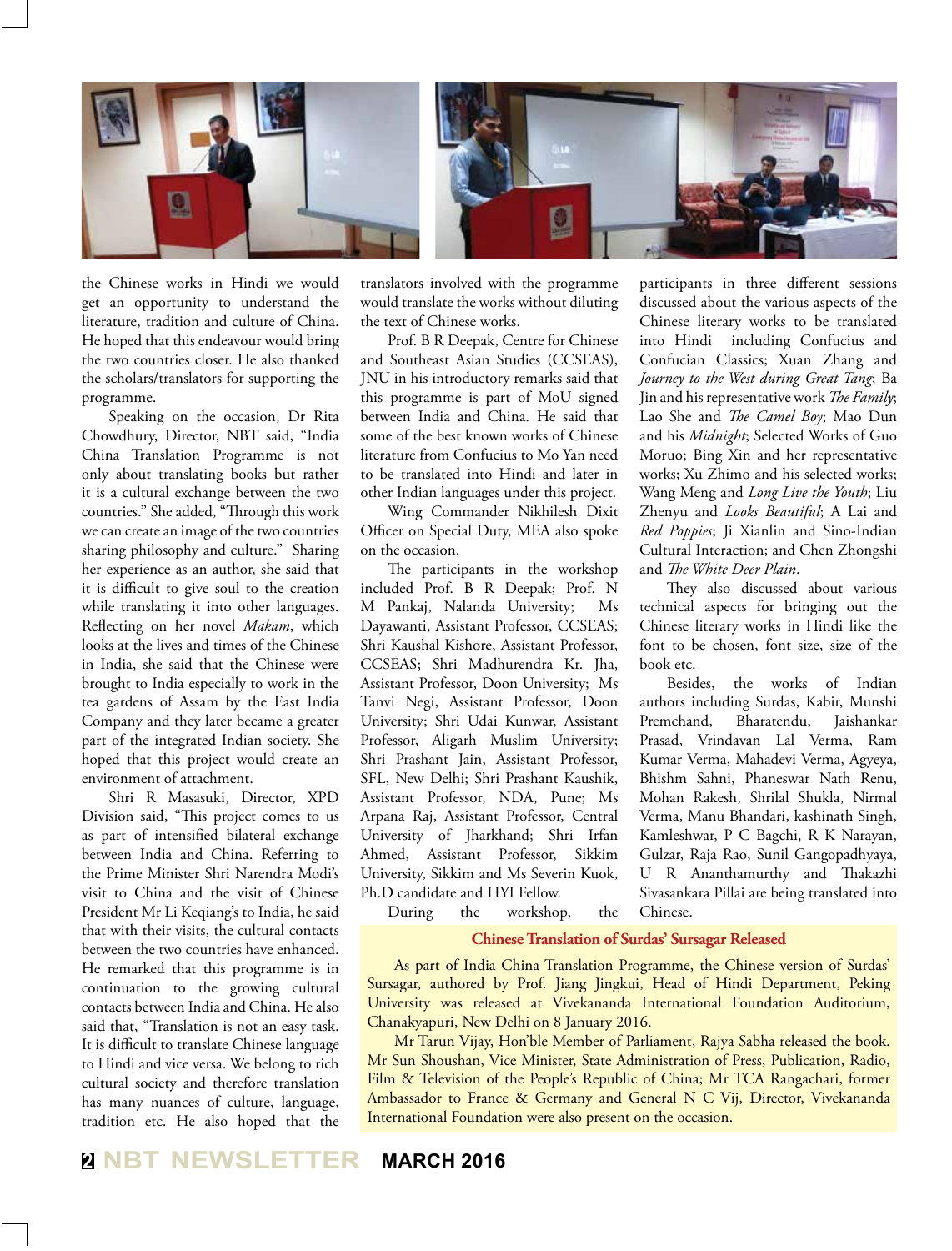the Chinese works in Hindi we would get an opportunity to understand the literature, tradition and culture of China. He hoped that this endeavour would bring the two countries closer. He also thanked the scholars/translators for supporting the programme.

Speaking on the occasion, Dr Rita Chowdhury, Director, NBT said, "India China Translation Programme is not only about translating books but rather it is a cultural exchange between the two countries." She added, "Through this work we can create an image of the two countries sharing philosophy and culture." Sharing her experience as an author, she said that it is difficult to give soul to the creation while translating it into other languages. Reflecting on her novel *Makam*, which looks at the lives and times of the Chinese in India, she said that the Chinese were brought to India especially to work in the tea gardens of Assam by the East India Company and they later became a greater part of the integrated Indian society. She hoped that this project would create an environment of attachment.

Shri R Masasuki, Director, XPD Division said, "This project comes to us as part of intensified bilateral exchange between India and China. Referring to the Prime Minister Shri Narendra Modi's visit to China and the visit of Chinese President Mr Li Keqiang's to India, he said that with their visits, the cultural contacts between the two countries have enhanced. He remarked that this programme is in continuation to the growing cultural contacts between India and China. He also said that, "Translation is not an easy task. It is difficult to translate Chinese language to Hindi and vice versa. We belong to rich cultural society and therefore translation has many nuances of culture, language, tradition etc. He also hoped that the translators involved with the programme would translate the works without diluting the text of Chinese works.

Prof. B R Deepak, Centre for Chinese and Southeast Asian Studies (CCSEAS), JNU in his introductory remarks said that this programme is part of MoU signed between India and China. He said that some of the best known works of Chinese literature from Confucius to Mo Yan need to be translated into Hindi and later in other Indian languages under this project.

Wing Commander Nikhilesh Dixit Officer on Special Duty, MEA also spoke on the occasion.

The participants in the workshop included Prof. B R Deepak; Prof. N M Pankaj, Nalanda University; Ms Dayawanti, Assistant Professor, CCSEAS; Shri Kaushal Kishore, Assistant Professor, CCSEAS; Shri Madhurendra Kr. Jha, Assistant Professor, Doon University; Ms Tanvi Negi, Assistant Professor, Doon University; Shri Udai Kunwar, Assistant Professor, Aligarh Muslim University; Shri Prashant Jain, Assistant Professor, SFL, New Delhi; Shri Prashant Kaushik, Assistant Professor, NDA, Pune; Ms Arpana Raj, Assistant Professor, Central University of Jharkhand; Shri Irfan Ahmed, Assistant Professor, Sikkim University, Sikkim and Ms Severin Kuok, Ph.D candidate and HYI Fellow.

During the workshop, the participants in three different sessions discussed about the various aspects of the Chinese literary works to be translated into Hindi including Confucius and Confucian Classics; Xuan Zhang and *Journey to the West during Great Tang*; Ba Jin and his representative work *The Family*; Lao She and *The Camel Boy*; Mao Dun and his *Midnight*; Selected Works of Guo Moruo; Bing Xin and her representative works; Xu Zhimo and his selected works; Wang Meng and *Long Live the Youth*; Liu Zhenyu and *Looks Beautiful*; A Lai and *Red Poppies*; Ji Xianlin and Sino-Indian Cultural Interaction; and Chen Zhongshi and *The White Deer Plain*.

They also discussed about various technical aspects for bringing out the Chinese literary works in Hindi like the font to be chosen, font size, size of the book etc.

Besides, the works of Indian authors including Surdas, Kabir, Munshi Premchand, Bharatendu, Jaishankar Prasad, Vrindavan Lal Verma, Ram Kumar Verma, Mahadevi Verma, Agyeya, Bhishm Sahni, Phaneswar Nath Renu, Mohan Rakesh, Shrilal Shukla, Nirmal Verma, Manu Bhandari, kashinath Singh, Kamleshwar, P C Bagchi, R K Narayan, Gulzar, Raja Rao, Sunil Gangopadhyaya, U R Ananthamurthy and Thakazhi Sivasankara Pillai are being translated into Chinese.

## Chinese Translation of Surdas' Sursagar Released

As part of India China Translation Programme, the Chinese version of Surdas' Sursagar, authored by Prof. Jiang Jingkui, Head of Hindi Department, Peking University was released at Vivekananda International Foundation Auditorium, Chanakyapuri, New Delhi on 8 January 2016.

Mr Tarun Vijay, Hon'ble Member of Parliament, Rajya Sabha released the book. Mr Sun Shoushan, Vice Minister, State Administration of Press, Publication, Radio, Film & Television of the People's Republic of China; Mr TCA Rangachari, former Ambassador to France & Germany and General N C Vij, Director, Vivekananda International Foundation were also present on the occasion.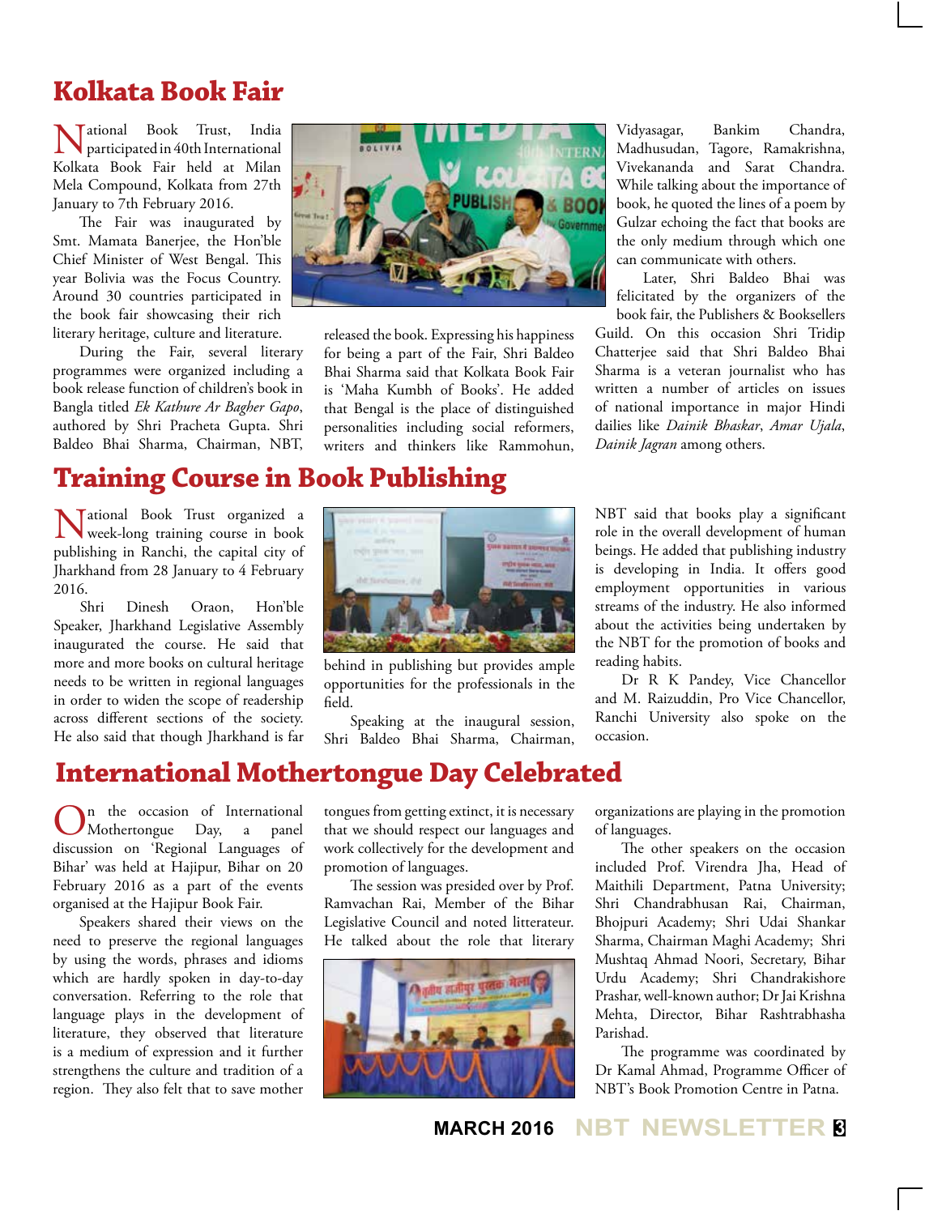## Kolkata Book Fair

National Book Trust, India participated in 40th International Kolkata Book Fair held at Milan Mela Compound, Kolkata from 27th January to 7th February 2016.

The Fair was inaugurated by Smt. Mamata Banerjee, the Hon'ble Chief Minister of West Bengal. This year Bolivia was the Focus Country. Around 30 countries participated in the book fair showcasing their rich literary heritage, culture and literature.

During the Fair, several literary programmes were organized including a book release function of children's book in Bangla titled *Ek Kathure Ar Bagher Gapo*, authored by Shri Pracheta Gupta. Shri Baldeo Bhai Sharma, Chairman, NBT, released the book. Expressing his happiness for being a part of the Fair, Shri Baldeo Bhai Sharma said that Kolkata Book Fair is 'Maha Kumbh of Books'. He added that Bengal is the place of distinguished personalities including social reformers, writers and thinkers like Rammohun, Vidyasagar, Bankim Chandra, Madhusudan, Tagore, Ramakrishna, Vivekananda and Sarat Chandra. While talking about the importance of book, he quoted the lines of a poem by Gulzar echoing the fact that books are the only medium through which one can communicate with others.

Later, Shri Baldeo Bhai was felicitated by the organizers of the book fair, the Publishers & Booksellers Guild. On this occasion Shri Tridip Chatterjee said that Shri Baldeo Bhai Sharma is a veteran journalist who has written a number of articles on issues of national importance in major Hindi dailies like *Dainik Bhaskar*, *Amar Ujala*, *Dainik Jagran* among others.

## Training Course in Book Publishing

National Book Trust organized a week-long training course in book publishing in Ranchi, the capital city of Jharkhand from 28 January to 4 February 2016.

Shri Dinesh Oraon, Hon'ble Speaker, Jharkhand Legislative Assembly inaugurated the course. He said that more and more books on cultural heritage needs to be written in regional languages in order to widen the scope of readership across different sections of the society. He also said that though Jharkhand is far behind in publishing but provides ample opportunities for the professionals in the field.

Speaking at the inaugural session, Shri Baldeo Bhai Sharma, Chairman, NBT said that books play a significant role in the overall development of human beings. He added that publishing industry is developing in India. It offers good employment opportunities in various streams of the industry. He also informed about the activities being undertaken by the NBT for the promotion of books and reading habits.

Dr R K Pandey, Vice Chancellor and M. Raizuddin, Pro Vice Chancellor, Ranchi University also spoke on the occasion.

## International Mothertongue Day Celebrated

On the occasion of International Mothertongue Day, a panel discussion on 'Regional Languages of Bihar' was held at Hajipur, Bihar on 20 February 2016 as a part of the events organised at the Hajipur Book Fair.

Speakers shared their views on the need to preserve the regional languages by using the words, phrases and idioms which are hardly spoken in day-to-day conversation. Referring to the role that language plays in the development of literature, they observed that literature is a medium of expression and it further strengthens the culture and tradition of a region. They also felt that to save mother tongues from getting extinct, it is necessary that we should respect our languages and work collectively for the development and promotion of languages.

The session was presided over by Prof. Ramvachan Rai, Member of the Bihar Legislative Council and noted litterateur. He talked about the role that literary organizations are playing in the promotion of languages.

The other speakers on the occasion included Prof. Virendra Jha, Head of Maithili Department, Patna University; Shri Chandrabhusan Rai, Chairman, Bhojpuri Academy; Shri Udai Shankar Sharma, Chairman Maghi Academy; Shri Mushtaq Ahmad Noori, Secretary, Bihar Urdu Academy; Shri Chandrakishore Prashar, well-known author; Dr Jai Krishna Mehta, Director, Bihar Rashtrabhasha Parishad.

The programme was coordinated by Dr Kamal Ahmad, Programme Officer of NBT's Book Promotion Centre in Patna.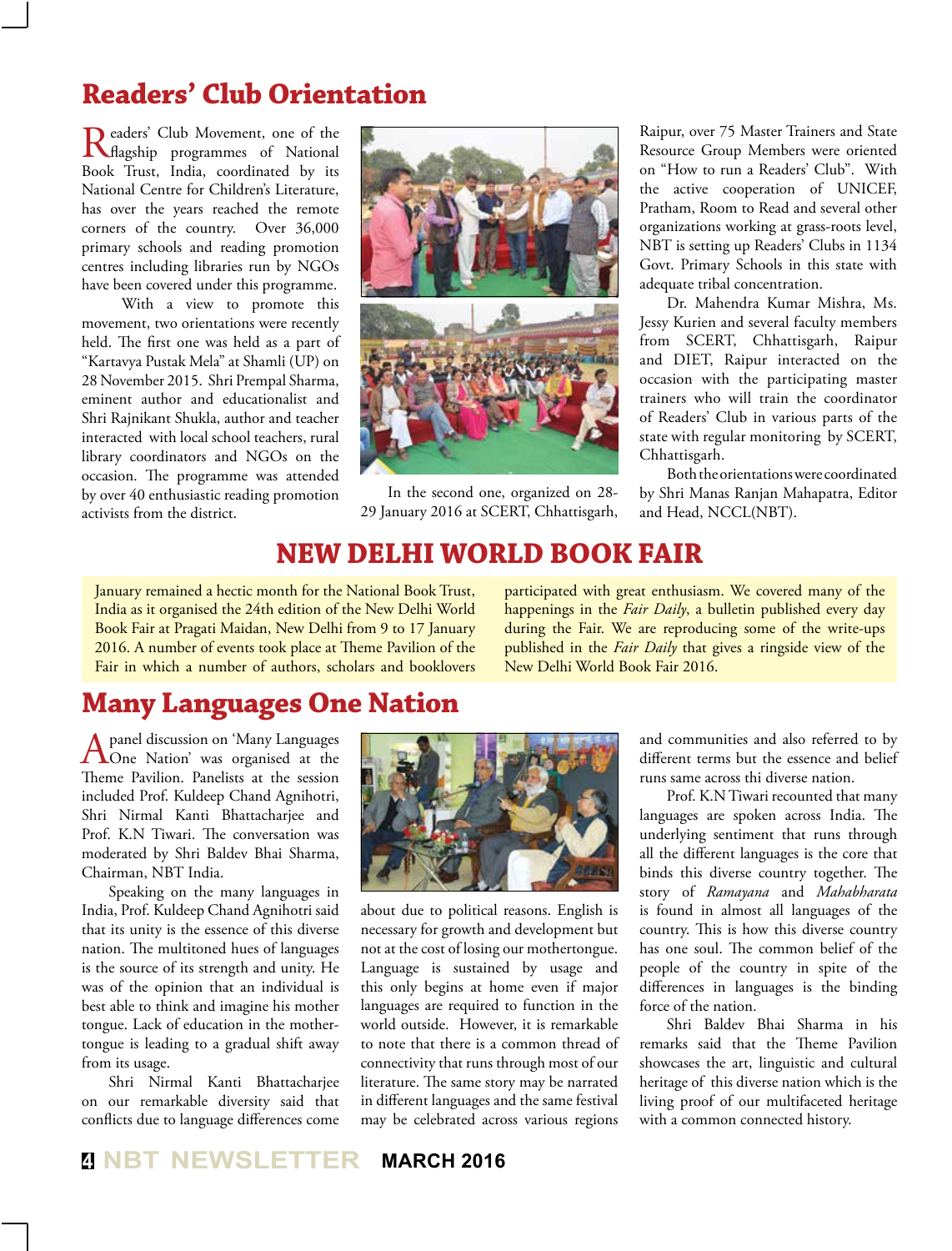# Readers' Club Orientation

Readers' Club Movement, one of the flagship programmes of National Book Trust, India, coordinated by its National Centre for Children's Literature, has over the years reached the remote corners of the country. Over 36,000 primary schools and reading promotion centres including libraries run by NGOs have been covered under this programme.

With a view to promote this movement, two orientations were recently held. The first one was held as a part of "Kartavya Pustak Mela" at Shamli (UP) on 28 November 2015. Shri Prempal Sharma, eminent author and educationalist and Shri Rajnikant Shukla, author and teacher interacted with local school teachers, rural library coordinators and NGOs on the occasion. The programme was attended by over 40 enthusiastic reading promotion activists from the district.

In the second one, organized on 28-29 January 2016 at SCERT, Chhattisgarh, Raipur, over 75 Master Trainers and State Resource Group Members were oriented on "How to run a Readers' Club". With the active cooperation of UNICEF, Pratham, Room to Read and several other organizations working at grass-roots level, NBT is setting up Readers' Clubs in 1134 Govt. Primary Schools in this state with adequate tribal concentration.

Dr. Mahendra Kumar Mishra, Ms. Jessy Kurien and several faculty members from SCERT, Chhattisgarh, Raipur and DIET, Raipur interacted on the occasion with the participating master trainers who will train the coordinator of Readers' Club in various parts of the state with regular monitoring by SCERT, Chhattisgarh.

Both the orientations were coordinated by Shri Manas Ranjan Mahapatra, Editor and Head, NCCL(NBT).

# NEW DELHI WORLD BOOK FAIR

January remained a hectic month for the National Book Trust, India as it organised the 24th edition of the New Delhi World Book Fair at Pragati Maidan, New Delhi from 9 to 17 January 2016. A number of events took place at Theme Pavilion of the Fair in which a number of authors, scholars and booklovers participated with great enthusiasm. We covered many of the happenings in the *Fair Daily*, a bulletin published every day during the Fair. We are reproducing some of the write-ups published in the *Fair Daily* that gives a ringside view of the New Delhi World Book Fair 2016.

# Many Languages One Nation

A panel discussion on 'Many Languages One Nation' was organised at the Theme Pavilion. Panelists at the session included Prof. Kuldeep Chand Agnihotri, Shri Nirmal Kanti Bhattacharjee and Prof. K.N Tiwari. The conversation was moderated by Shri Baldev Bhai Sharma, Chairman, NBT India.

Speaking on the many languages in India, Prof. Kuldeep Chand Agnihotri said that its unity is the essence of this diverse nation. The multitoned hues of languages is the source of its strength and unity. He was of the opinion that an individual is best able to think and imagine his mother tongue. Lack of education in the mother-tongue is leading to a gradual shift away from its usage.

Shri Nirmal Kanti Bhattacharjee on our remarkable diversity said that conflicts due to language differences come about due to political reasons. English is necessary for growth and development but not at the cost of losing our mothertongue. Language is sustained by usage and this only begins at home even if major languages are required to function in the world outside. However, it is remarkable to note that there is a common thread of connectivity that runs through most of our literature. The same story may be narrated in different languages and the same festival may be celebrated across various regions and communities and also referred to by different terms but the essence and belief runs same across thi diverse nation.

Prof. K.N Tiwari recounted that many languages are spoken across India. The underlying sentiment that runs through all the different languages is the core that binds this diverse country together. The story of *Ramayana* and *Mahabharata* is found in almost all languages of the country. This is how this diverse country has one soul. The common belief of the people of the country in spite of the differences in languages is the binding force of the nation.

Shri Baldev Bhai Sharma in his remarks said that the Theme Pavilion showcases the art, linguistic and cultural heritage of this diverse nation which is the living proof of our multifaceted heritage with a common connected history.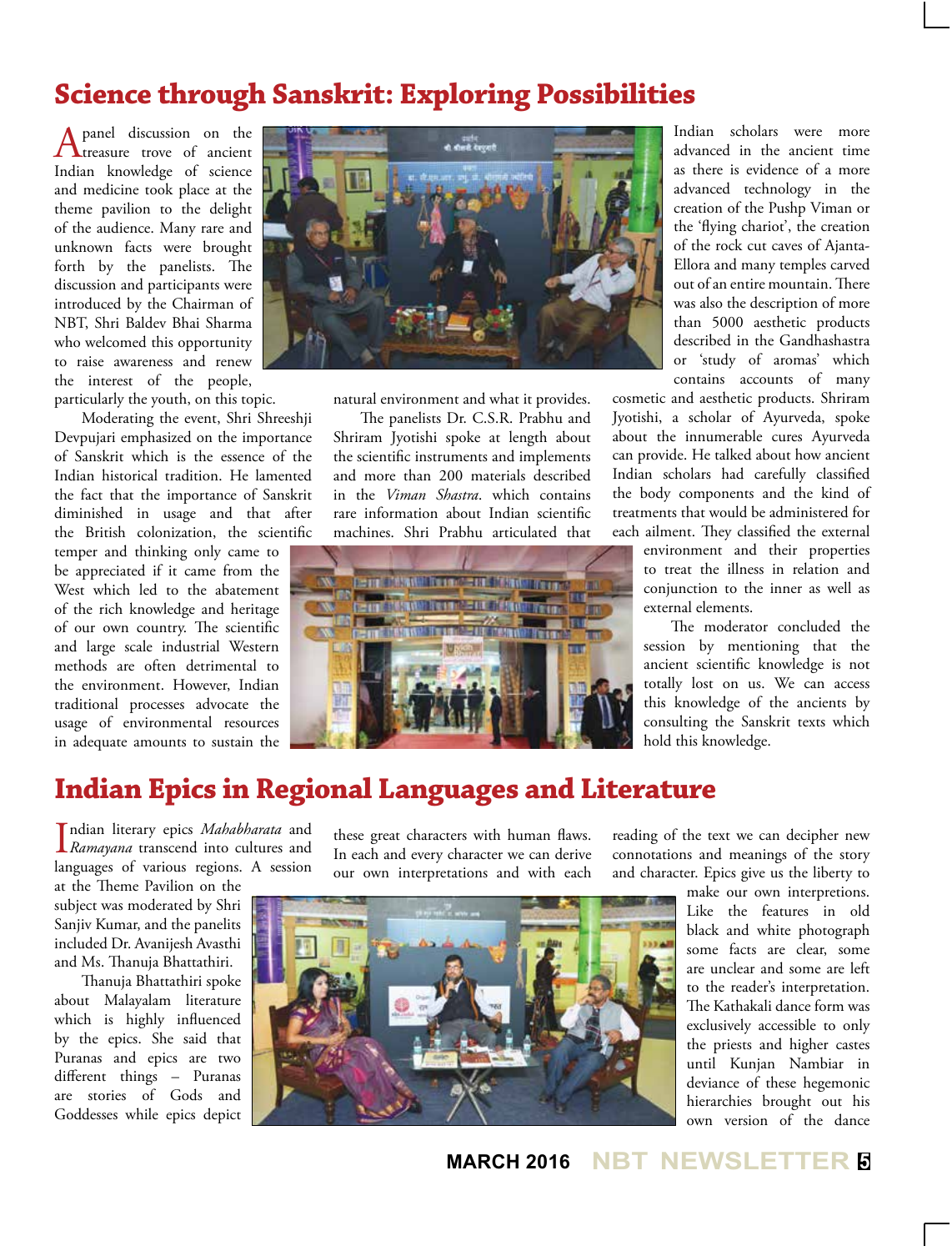# Science through Sanskrit: Exploring Possibilities

A panel discussion on the treasure trove of ancient Indian knowledge of science and medicine took place at the theme pavilion to the delight of the audience. Many rare and unknown facts were brought forth by the panelists. The discussion and participants were introduced by the Chairman of NBT, Shri Baldev Bhai Sharma who welcomed this opportunity to raise awareness and renew the interest of the people, particularly the youth, on this topic.

Moderating the event, Shri Shreeshji Devpujari emphasized on the importance of Sanskrit which is the essence of the Indian historical tradition. He lamented the fact that the importance of Sanskrit diminished in usage and that after the British colonization, the scientific temper and thinking only came to be appreciated if it came from the West which led to the abatement of the rich knowledge and heritage of our own country. The scientific and large scale industrial Western methods are often detrimental to the environment. However, Indian traditional processes advocate the usage of environmental resources in adequate amounts to sustain the natural environment and what it provides.

The panelists Dr. C.S.R. Prabhu and Shriram Jyotishi spoke at length about the scientific instruments and implements and more than 200 materials described in the *Viman Shastra*. which contains rare information about Indian scientific machines. Shri Prabhu articulated that Indian scholars were more advanced in the ancient time as there is evidence of a more advanced technology in the creation of the Pushp Viman or the 'flying chariot', the creation of the rock cut caves of Ajanta-Ellora and many temples carved out of an entire mountain. There was also the description of more than 5000 aesthetic products described in the Gandhashastra or 'study of aromas' which contains accounts of many cosmetic and aesthetic products. Shriram Jyotishi, a scholar of Ayurveda, spoke about the innumerable cures Ayurveda can provide. He talked about how ancient Indian scholars had carefully classified the body components and the kind of treatments that would be administered for each ailment. They classified the external environment and their properties to treat the illness in relation and conjunction to the inner as well as external elements.

The moderator concluded the session by mentioning that the ancient scientific knowledge is not totally lost on us. We can access this knowledge of the ancients by consulting the Sanskrit texts which hold this knowledge.

# Indian Epics in Regional Languages and Literature

Indian literary epics *Mahabharata* and *Ramayana* transcend into cultures and languages of various regions. A session at the Theme Pavilion on the subject was moderated by Shri Sanjiv Kumar, and the panelits included Dr. Avanijesh Avasthi and Ms. Thanuja Bhattathiri.

Thanuja Bhattathiri spoke about Malayalam literature which is highly influenced by the epics. She said that Puranas and epics are two different things – Puranas are stories of Gods and Goddesses while epics depict these great characters with human flaws. In each and every character we can derive our own interpretations and with each reading of the text we can decipher new connotations and meanings of the story and character. Epics give us the liberty to make our own interpretions. Like the features in old black and white photograph some facts are clear, some are unclear and some are left to the reader's interpretation. The Kathakali dance form was exclusively accessible to only the priests and higher castes until Kunjan Nambiar in deviance of these hegemonic hierarchies brought out his own version of the dance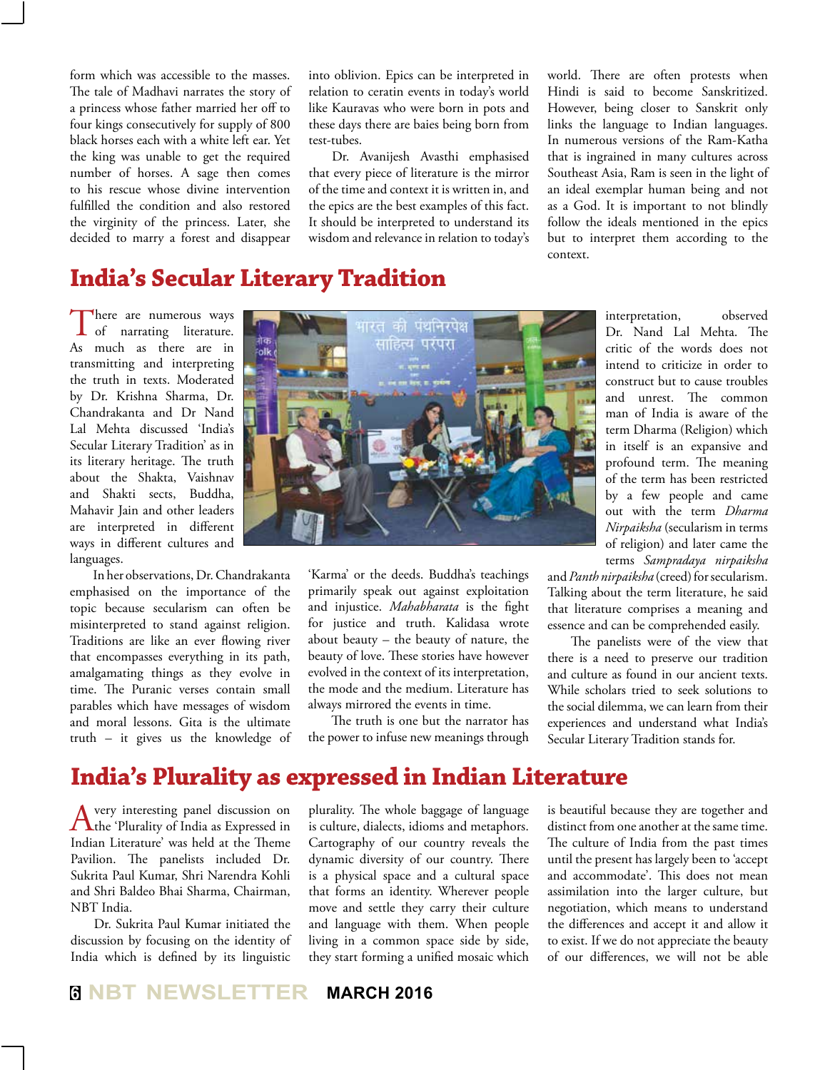form which was accessible to the masses. The tale of Madhavi narrates the story of a princess whose father married her off to four kings consecutively for supply of 800 black horses each with a white left ear. Yet the king was unable to get the required number of horses. A sage then comes to his rescue whose divine intervention fulfilled the condition and also restored the virginity of the princess. Later, she decided to marry a forest and disappear into oblivion. Epics can be interpreted in relation to ceratin events in today's world like Kauravas who were born in pots and these days there are baies being born from test-tubes.

Dr. Avanijesh Avasthi emphasised that every piece of literature is the mirror of the time and context it is written in, and the epics are the best examples of this fact. It should be interpreted to understand its wisdom and relevance in relation to today's world. There are often protests when Hindi is said to become Sanskritized. However, being closer to Sanskrit only links the language to Indian languages. In numerous versions of the Ram-Katha that is ingrained in many cultures across Southeast Asia, Ram is seen in the light of an ideal exemplar human being and not as a God. It is important to not blindly follow the ideals mentioned in the epics but to interpret them according to the context.

## India's Secular Literary Tradition

There are numerous ways of narrating literature. As much as there are in transmitting and interpreting the truth in texts. Moderated by Dr. Krishna Sharma, Dr. Chandrakanta and Dr Nand Lal Mehta discussed 'India's Secular Literary Tradition' as in its literary heritage. The truth about the Shakta, Vaishnav and Shakti sects, Buddha, Mahavir Jain and other leaders are interpreted in different ways in different cultures and languages.

In her observations, Dr. Chandrakanta emphasised on the importance of the topic because secularism can often be misinterpreted to stand against religion. Traditions are like an ever flowing river that encompasses everything in its path, amalgamating things as they evolve in time. The Puranic verses contain small parables which have messages of wisdom and moral lessons. Gita is the ultimate truth – it gives us the knowledge of 'Karma' or the deeds. Buddha's teachings primarily speak out against exploitation and injustice. *Mahabharata* is the fight for justice and truth. Kalidasa wrote about beauty – the beauty of nature, the beauty of love. These stories have however evolved in the context of its interpretation, the mode and the medium. Literature has always mirrored the events in time.

The truth is one but the narrator has the power to infuse new meanings through interpretation, observed Dr. Nand Lal Mehta. The critic of the words does not intend to criticize in order to construct but to cause troubles and unrest. The common man of India is aware of the term Dharma (Religion) which in itself is an expansive and profound term. The meaning of the term has been restricted by a few people and came out with the term *Dharma Nirpaiksha* (secularism in terms of religion) and later came the terms *Sampradaya nirpaiksha* and *Panth nirpaiksha* (creed) for secularism. Talking about the term literature, he said that literature comprises a meaning and essence and can be comprehended easily.

The panelists were of the view that there is a need to preserve our tradition and culture as found in our ancient texts. While scholars tried to seek solutions to the social dilemma, we can learn from their experiences and understand what India's Secular Literary Tradition stands for.

## India's Plurality as expressed in Indian Literature

A very interesting panel discussion on the 'Plurality of India as Expressed in Indian Literature' was held at the Theme Pavilion. The panelists included Dr. Sukrita Paul Kumar, Shri Narendra Kohli and Shri Baldeo Bhai Sharma, Chairman, NBT India.

Dr. Sukrita Paul Kumar initiated the discussion by focusing on the identity of India which is defined by its linguistic plurality. The whole baggage of language is culture, dialects, idioms and metaphors. Cartography of our country reveals the dynamic diversity of our country. There is a physical space and a cultural space that forms an identity. Wherever people move and settle they carry their culture and language with them. When people living in a common space side by side, they start forming a unified mosaic which is beautiful because they are together and distinct from one another at the same time. The culture of India from the past times until the present has largely been to 'accept and accommodate'. This does not mean assimilation into the larger culture, but negotiation, which means to understand the differences and accept it and allow it to exist. If we do not appreciate the beauty of our differences, we will not be able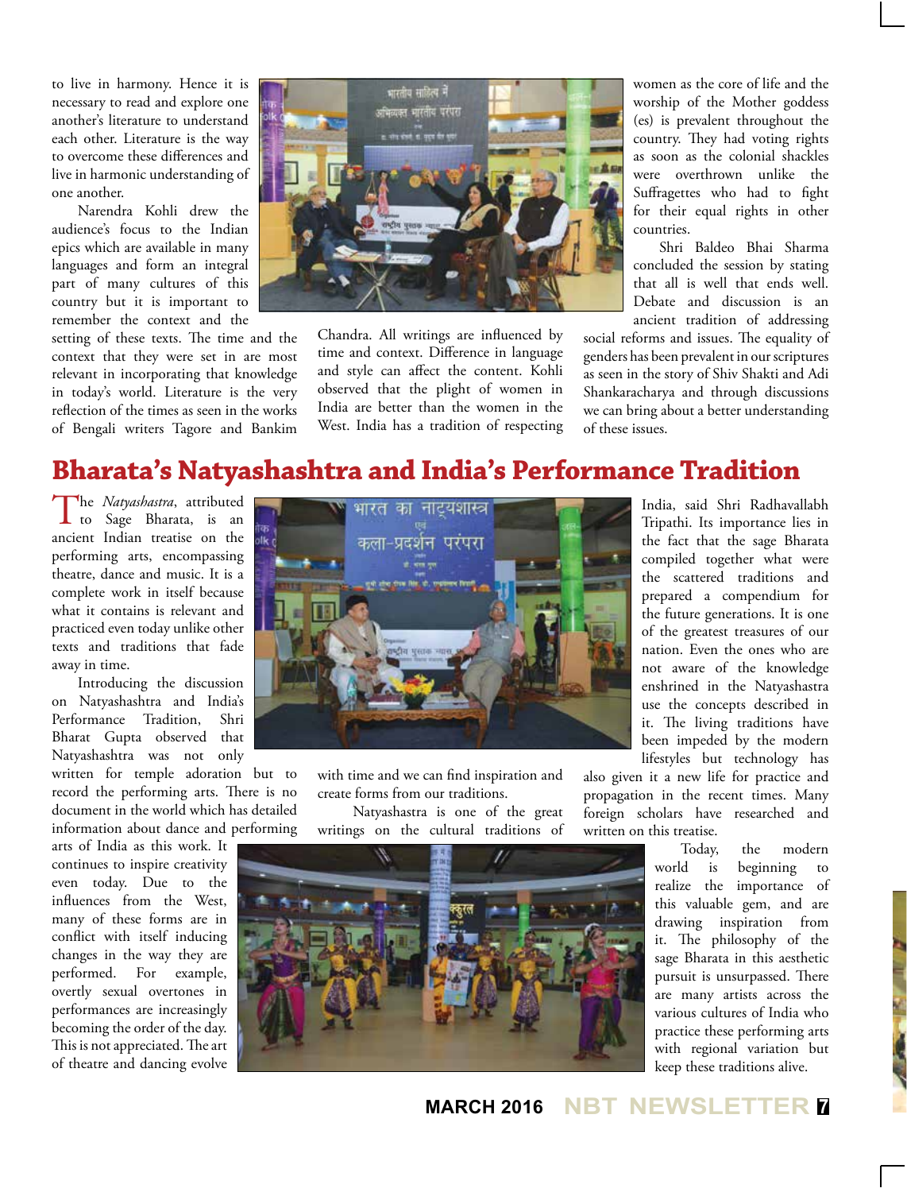to live in harmony. Hence it is necessary to read and explore one another's literature to understand each other. Literature is the way to overcome these differences and live in harmonic understanding of one another.

Narendra Kohli drew the audience's focus to the Indian epics which are available in many languages and form an integral part of many cultures of this country but it is important to remember the context and the setting of these texts. The time and the context that they were set in are most relevant in incorporating that knowledge in today's world. Literature is the very reflection of the times as seen in the works of Bengali writers Tagore and Bankim Chandra. All writings are influenced by time and context. Difference in language and style can affect the content. Kohli observed that the plight of women in India are better than the women in the West. India has a tradition of respecting women as the core of life and the worship of the Mother goddess (es) is prevalent throughout the country. They had voting rights as soon as the colonial shackles were overthrown unlike the Suffragettes who had to fight for their equal rights in other countries.

Shri Baldeo Bhai Sharma concluded the session by stating that all is well that ends well. Debate and discussion is an ancient tradition of addressing social reforms and issues. The equality of genders has been prevalent in our scriptures as seen in the story of Shiv Shakti and Adi Shankaracharya and through discussions we can bring about a better understanding of these issues.

## Bharata's Natyashashtra and India's Performance Tradition

The *Natyashastra*, attributed to Sage Bharata, is an ancient Indian treatise on the performing arts, encompassing theatre, dance and music. It is a complete work in itself because what it contains is relevant and practiced even today unlike other texts and traditions that fade away in time.

Introducing the discussion on Natyashashtra and India's Performance Tradition, Shri Bharat Gupta observed that Natyashashtra was not only written for temple adoration but to record the performing arts. There is no document in the world which has detailed information about dance and performing arts of India as this work. It continues to inspire creativity even today. Due to the influences from the West, many of these forms are in conflict with itself inducing changes in the way they are performed. For example, overtly sexual overtones in performances are increasingly becoming the order of the day. This is not appreciated. The art of theatre and dancing evolve with time and we can find inspiration and create forms from our traditions.

Natyashastra is one of the great writings on the cultural traditions of India, said Shri Radhavallabh Tripathi. Its importance lies in the fact that the sage Bharata compiled together what were the scattered traditions and prepared a compendium for the future generations. It is one of the greatest treasures of our nation. Even the ones who are not aware of the knowledge enshrined in the Natyashastra use the concepts described in it. The living traditions have been impeded by the modern lifestyles but technology has also given it a new life for practice and propagation in the recent times. Many foreign scholars have researched and written on this treatise.

Today, the modern world is beginning to realize the importance of this valuable gem, and are drawing inspiration from it. The philosophy of the sage Bharata in this aesthetic pursuit is unsurpassed. There are many artists across the various cultures of India who practice these performing arts with regional variation but keep these traditions alive.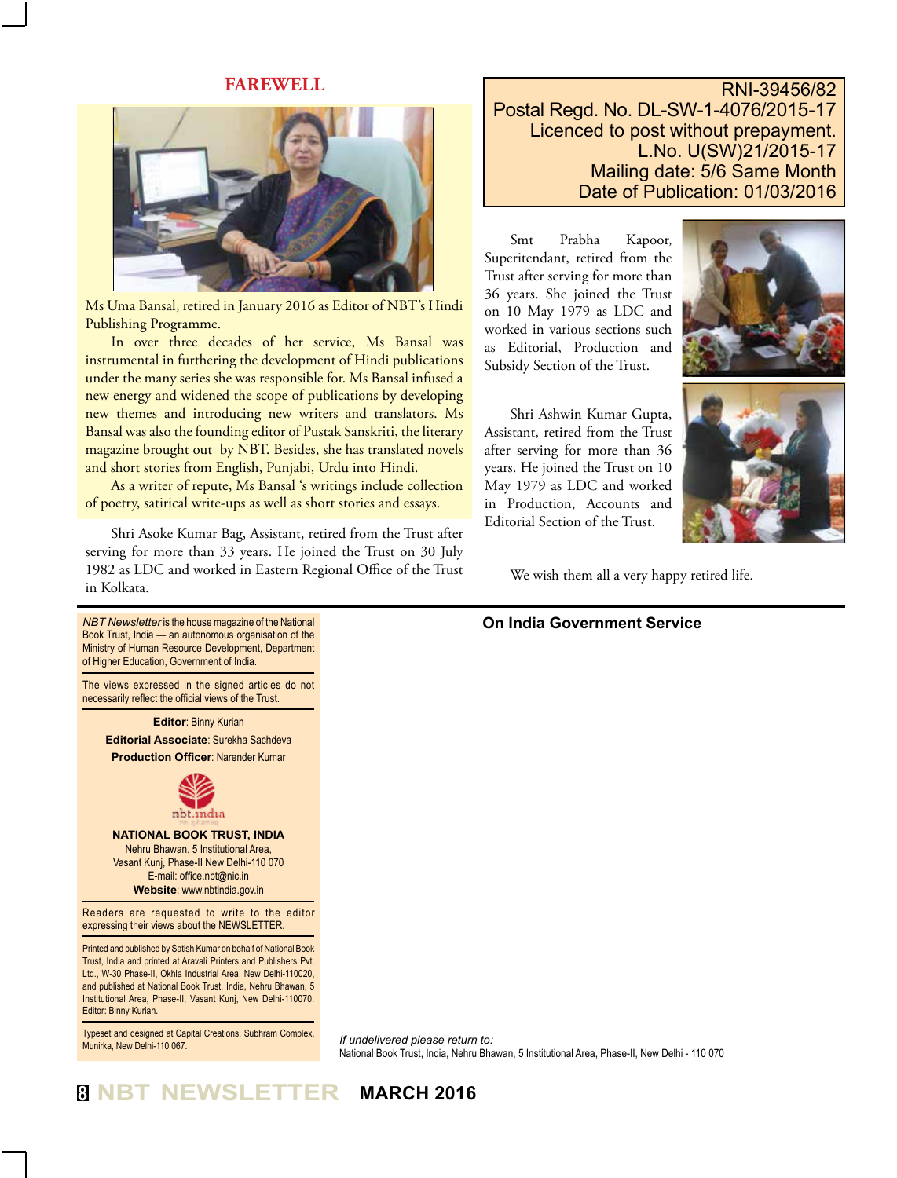## FAREWELL

Ms Uma Bansal, retired in January 2016 as Editor of NBT's Hindi Publishing Programme.

In over three decades of her service, Ms Bansal was instrumental in furthering the development of Hindi publications under the many series she was responsible for. Ms Bansal infused a new energy and widened the scope of publications by developing new themes and introducing new writers and translators. Ms Bansal was also the founding editor of Pustak Sanskriti, the literary magazine brought out by NBT. Besides, she has translated novels and short stories from English, Punjabi, Urdu into Hindi.

As a writer of repute, Ms Bansal 's writings include collection of poetry, satirical write-ups as well as short stories and essays.

Shri Asoke Kumar Bag, Assistant, retired from the Trust after serving for more than 33 years. He joined the Trust on 30 July 1982 as LDC and worked in Eastern Regional Office of the Trust in Kolkata.

RNI-39456/82
Postal Regd. No. DL-SW-1-4076/2015-17
Licenced to post without prepayment.
L.No. U(SW)21/2015-17
Mailing date: 5/6 Same Month
Date of Publication: 01/03/2016

Smt Prabha Kapoor, Superitendant, retired from the Trust after serving for more than 36 years. She joined the Trust on 10 May 1979 as LDC and worked in various sections such as Editorial, Production and Subsidy Section of the Trust.

Shri Ashwin Kumar Gupta, Assistant, retired from the Trust after serving for more than 36 years. He joined the Trust on 10 May 1979 as LDC and worked in Production, Accounts and Editorial Section of the Trust.

We wish them all a very happy retired life.

---

*NBT Newsletter* is the house magazine of the National Book Trust, India — an autonomous organisation of the Ministry of Human Resource Development, Department of Higher Education, Government of India.

The views expressed in the signed articles do not necessarily reflect the official views of the Trust.

**Editor**: Binny Kurian
**Editorial Associate**: Surekha Sachdeva
**Production Officer**: Narender Kumar

nbt.india

**NATIONAL BOOK TRUST, INDIA**
Nehru Bhawan, 5 Institutional Area,
Vasant Kunj, Phase-II New Delhi-110 070
E-mail: office.nbt@nic.in
**Website**: www.nbtindia.gov.in

Readers are requested to write to the editor expressing their views about the NEWSLETTER.

Printed and published by Satish Kumar on behalf of National Book Trust, India and printed at Aravali Printers and Publishers Pvt. Ltd., W-30 Phase-II, Okhla Industrial Area, New Delhi-110020, and published at National Book Trust, India, Nehru Bhawan, 5 Institutional Area, Phase-II, Vasant Kunj, New Delhi-110070. Editor: Binny Kurian.

Typeset and designed at Capital Creations, Subhram Complex, Munirka, New Delhi-110 067.

**On India Government Service**

*If undelivered please return to:*
National Book Trust, India, Nehru Bhawan, 5 Institutional Area, Phase-II, New Delhi - 110 070